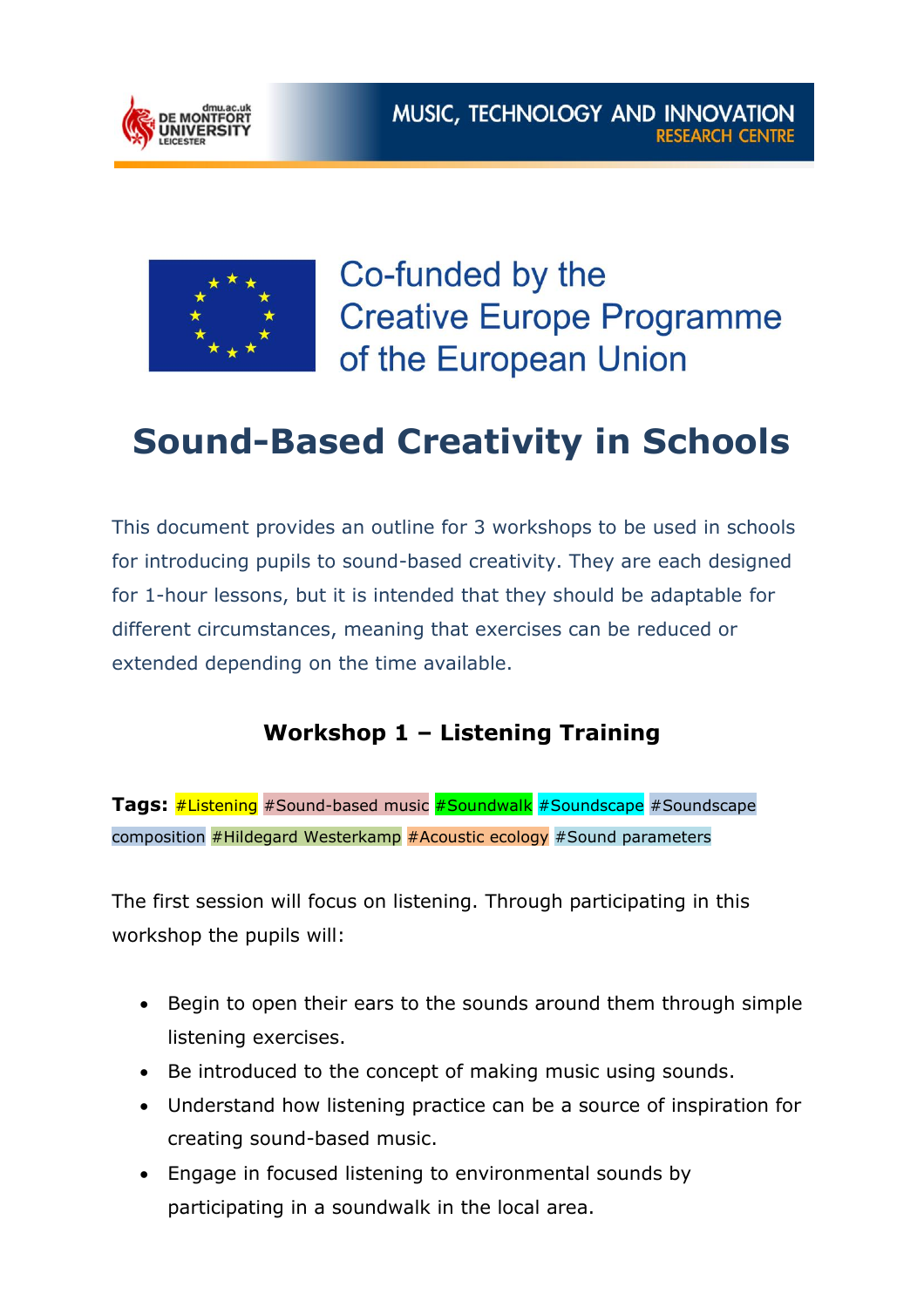MUSIC, TECHNOLOGY AND INNOVATION
RESEARCH CENTRE

Co-funded by the Creative Europe Programme of the European Union

# Sound-Based Creativity in Schools

This document provides an outline for 3 workshops to be used in schools for introducing pupils to sound-based creativity. They are each designed for 1-hour lessons, but it is intended that they should be adaptable for different circumstances, meaning that exercises can be reduced or extended depending on the time available.

## Workshop 1 – Listening Training

**Tags:** #Listening #Sound-based music #Soundwalk #Soundscape #Soundscape composition #Hildegard Westerkamp #Acoustic ecology #Sound parameters

The first session will focus on listening. Through participating in this workshop the pupils will:

- Begin to open their ears to the sounds around them through simple listening exercises.
- Be introduced to the concept of making music using sounds.
- Understand how listening practice can be a source of inspiration for creating sound-based music.
- Engage in focused listening to environmental sounds by participating in a soundwalk in the local area.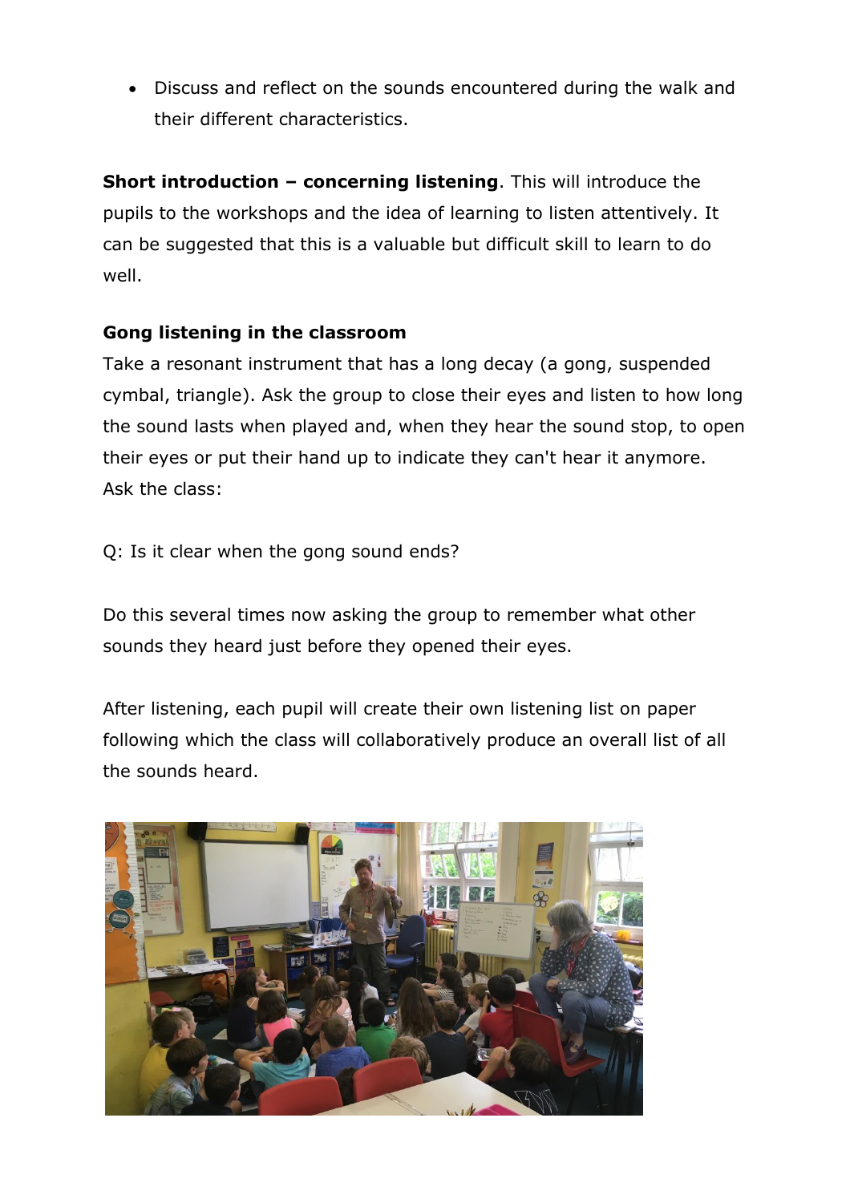- Discuss and reflect on the sounds encountered during the walk and their different characteristics.

**Short introduction – concerning listening**. This will introduce the pupils to the workshops and the idea of learning to listen attentively. It can be suggested that this is a valuable but difficult skill to learn to do well.

**Gong listening in the classroom**

Take a resonant instrument that has a long decay (a gong, suspended cymbal, triangle). Ask the group to close their eyes and listen to how long the sound lasts when played and, when they hear the sound stop, to open their eyes or put their hand up to indicate they can't hear it anymore. Ask the class:

Q: Is it clear when the gong sound ends?

Do this several times now asking the group to remember what other sounds they heard just before they opened their eyes.

After listening, each pupil will create their own listening list on paper following which the class will collaboratively produce an overall list of all the sounds heard.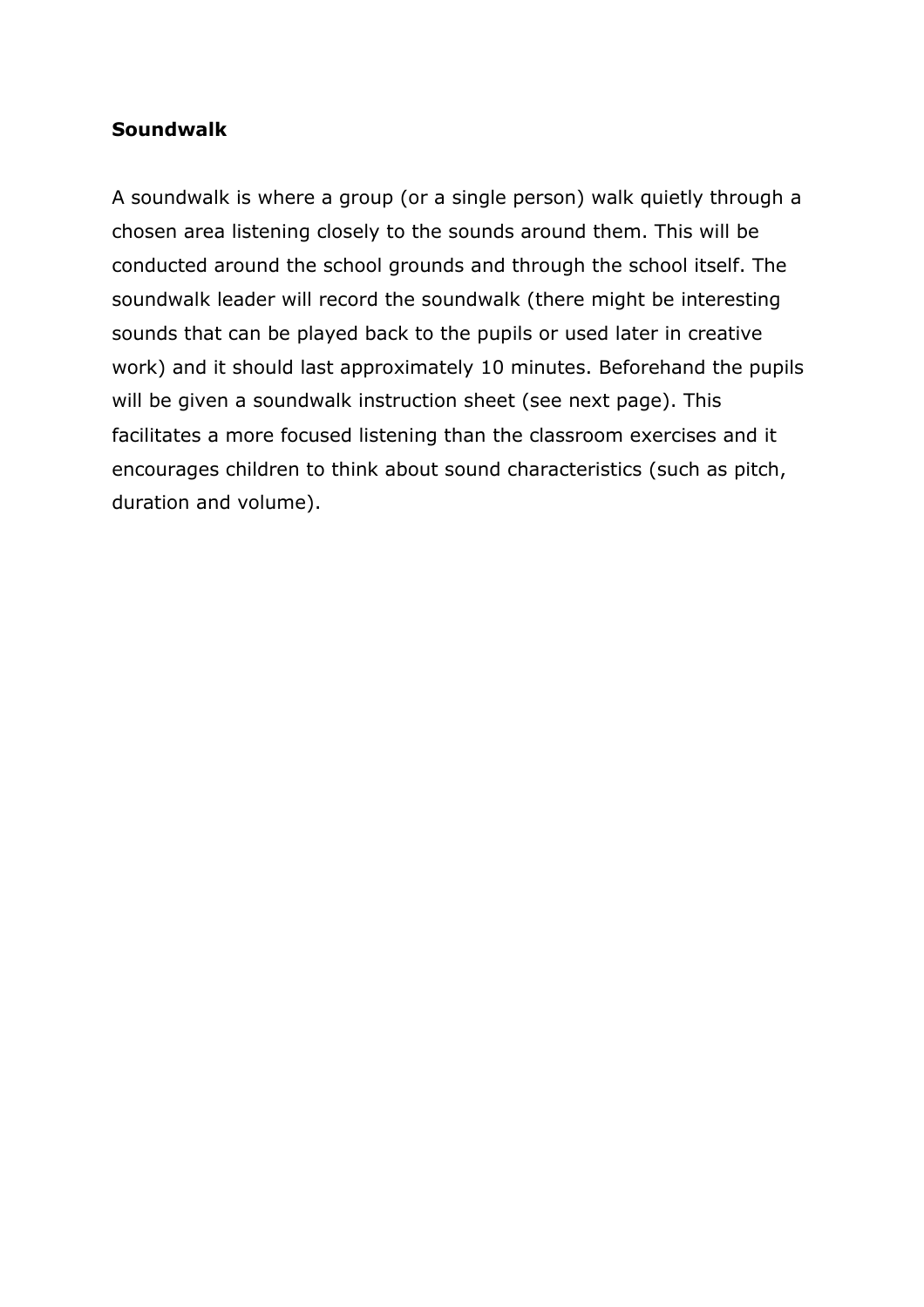**Soundwalk**

A soundwalk is where a group (or a single person) walk quietly through a chosen area listening closely to the sounds around them. This will be conducted around the school grounds and through the school itself. The soundwalk leader will record the soundwalk (there might be interesting sounds that can be played back to the pupils or used later in creative work) and it should last approximately 10 minutes. Beforehand the pupils will be given a soundwalk instruction sheet (see next page). This facilitates a more focused listening than the classroom exercises and it encourages children to think about sound characteristics (such as pitch, duration and volume).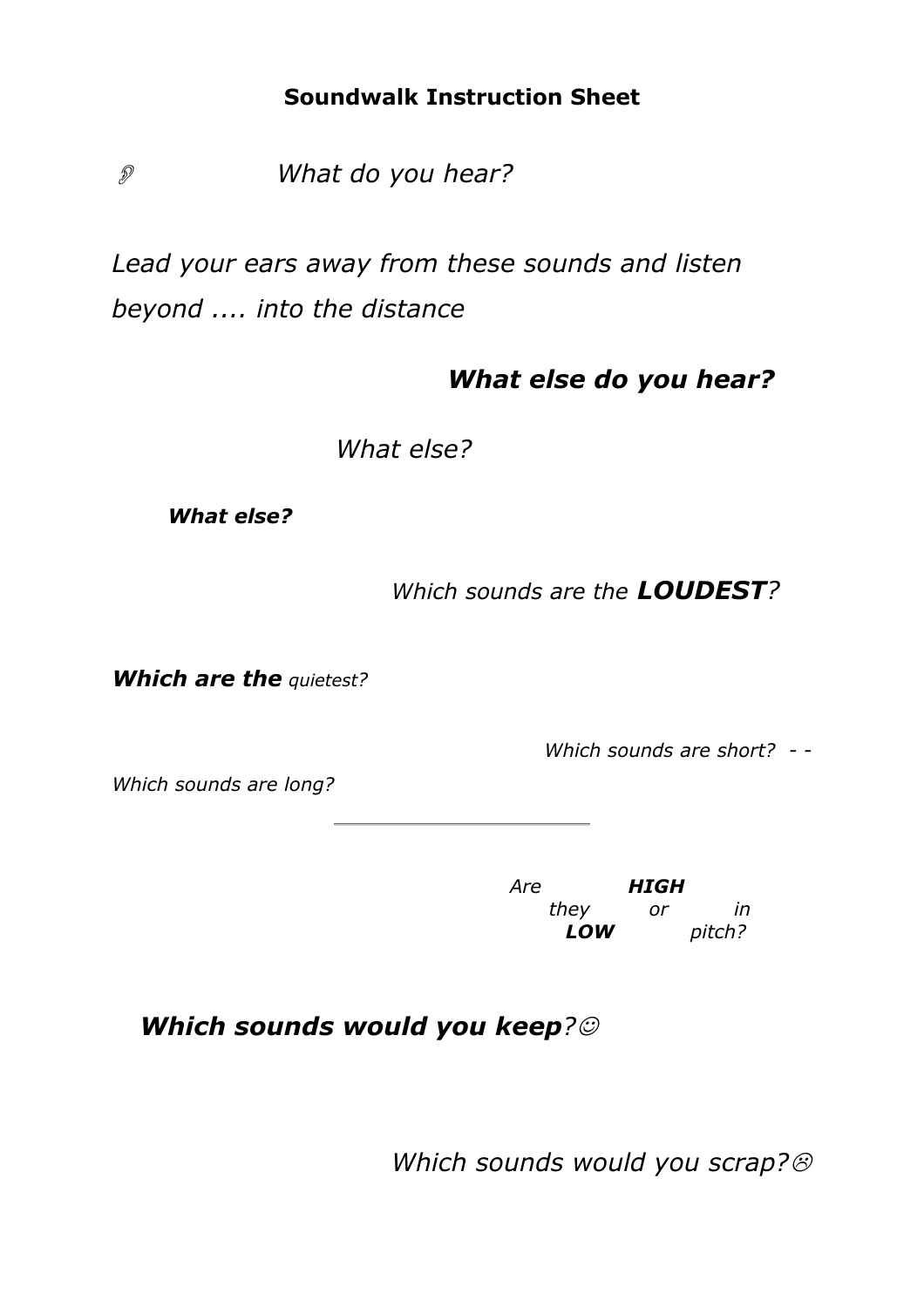**Soundwalk Instruction Sheet**

👂 *What do you hear?*

*Lead your ears away from these sounds and listen beyond .... into the distance*

***What else do you hear?***

*What else?*

***What else?***

*Which sounds are the* ***LOUDEST****?*

***Which are the*** *quietest?*

*Which sounds are short? - -*

*Which sounds are long?*

---

*Are they* ***HIGH*** *or* ***LOW*** *in pitch?*

***Which sounds would you keep****?*☺

*Which sounds would you scrap?*☹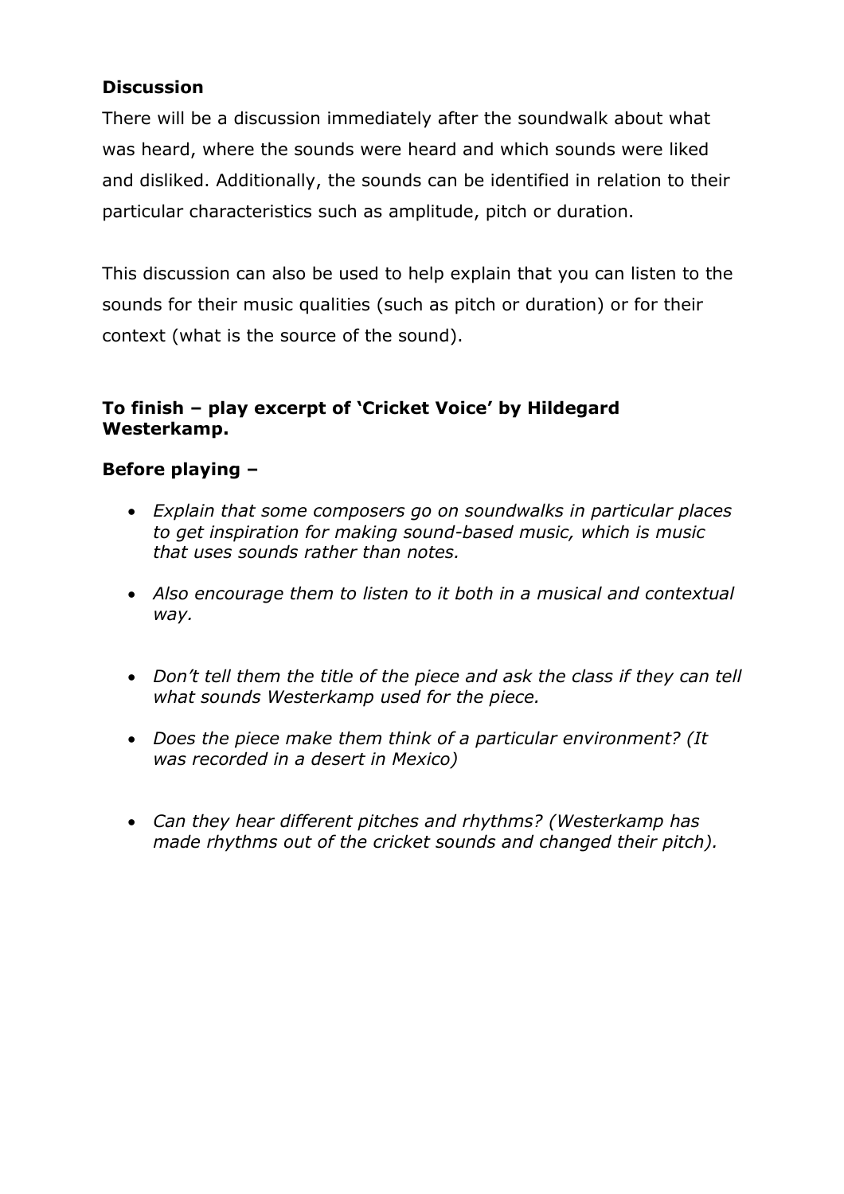**Discussion**

There will be a discussion immediately after the soundwalk about what was heard, where the sounds were heard and which sounds were liked and disliked. Additionally, the sounds can be identified in relation to their particular characteristics such as amplitude, pitch or duration.

This discussion can also be used to help explain that you can listen to the sounds for their music qualities (such as pitch or duration) or for their context (what is the source of the sound).

**To finish – play excerpt of 'Cricket Voice' by Hildegard Westerkamp.**

**Before playing –**

- *Explain that some composers go on soundwalks in particular places to get inspiration for making sound-based music, which is music that uses sounds rather than notes.*
- *Also encourage them to listen to it both in a musical and contextual way.*
- *Don't tell them the title of the piece and ask the class if they can tell what sounds Westerkamp used for the piece.*
- *Does the piece make them think of a particular environment? (It was recorded in a desert in Mexico)*
- *Can they hear different pitches and rhythms? (Westerkamp has made rhythms out of the cricket sounds and changed their pitch).*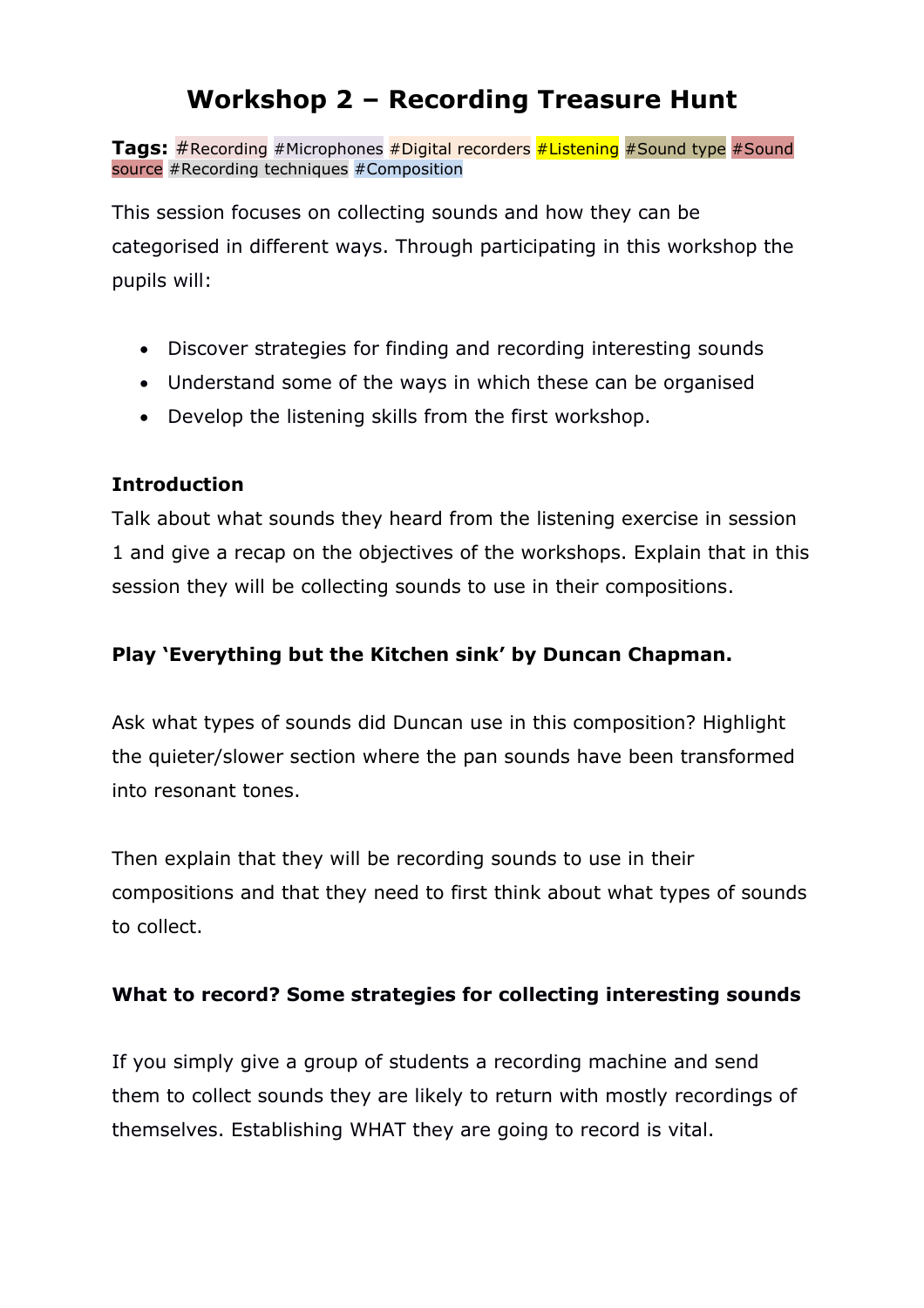# Workshop 2 – Recording Treasure Hunt

**Tags:** #Recording #Microphones #Digital recorders #Listening #Sound type #Sound source #Recording techniques #Composition

This session focuses on collecting sounds and how they can be categorised in different ways. Through participating in this workshop the pupils will:

- Discover strategies for finding and recording interesting sounds
- Understand some of the ways in which these can be organised
- Develop the listening skills from the first workshop.

**Introduction**

Talk about what sounds they heard from the listening exercise in session 1 and give a recap on the objectives of the workshops. Explain that in this session they will be collecting sounds to use in their compositions.

**Play 'Everything but the Kitchen sink' by Duncan Chapman.**

Ask what types of sounds did Duncan use in this composition? Highlight the quieter/slower section where the pan sounds have been transformed into resonant tones.

Then explain that they will be recording sounds to use in their compositions and that they need to first think about what types of sounds to collect.

**What to record? Some strategies for collecting interesting sounds**

If you simply give a group of students a recording machine and send them to collect sounds they are likely to return with mostly recordings of themselves. Establishing WHAT they are going to record is vital.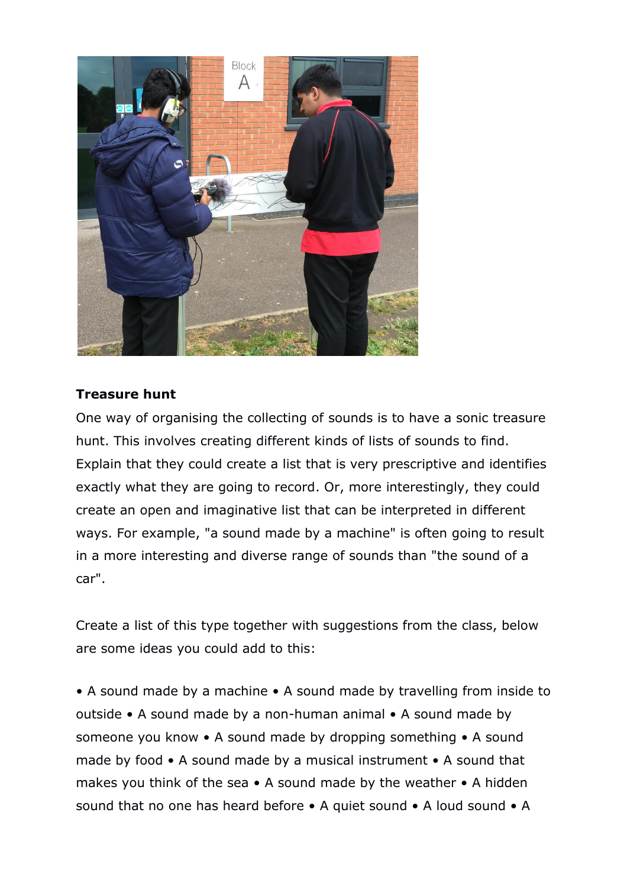**Treasure hunt**

One way of organising the collecting of sounds is to have a sonic treasure hunt. This involves creating different kinds of lists of sounds to find. Explain that they could create a list that is very prescriptive and identifies exactly what they are going to record. Or, more interestingly, they could create an open and imaginative list that can be interpreted in different ways. For example, "a sound made by a machine" is often going to result in a more interesting and diverse range of sounds than "the sound of a car".

Create a list of this type together with suggestions from the class, below are some ideas you could add to this:

• A sound made by a machine • A sound made by travelling from inside to outside • A sound made by a non-human animal • A sound made by someone you know • A sound made by dropping something • A sound made by food • A sound made by a musical instrument • A sound that makes you think of the sea • A sound made by the weather • A hidden sound that no one has heard before • A quiet sound • A loud sound • A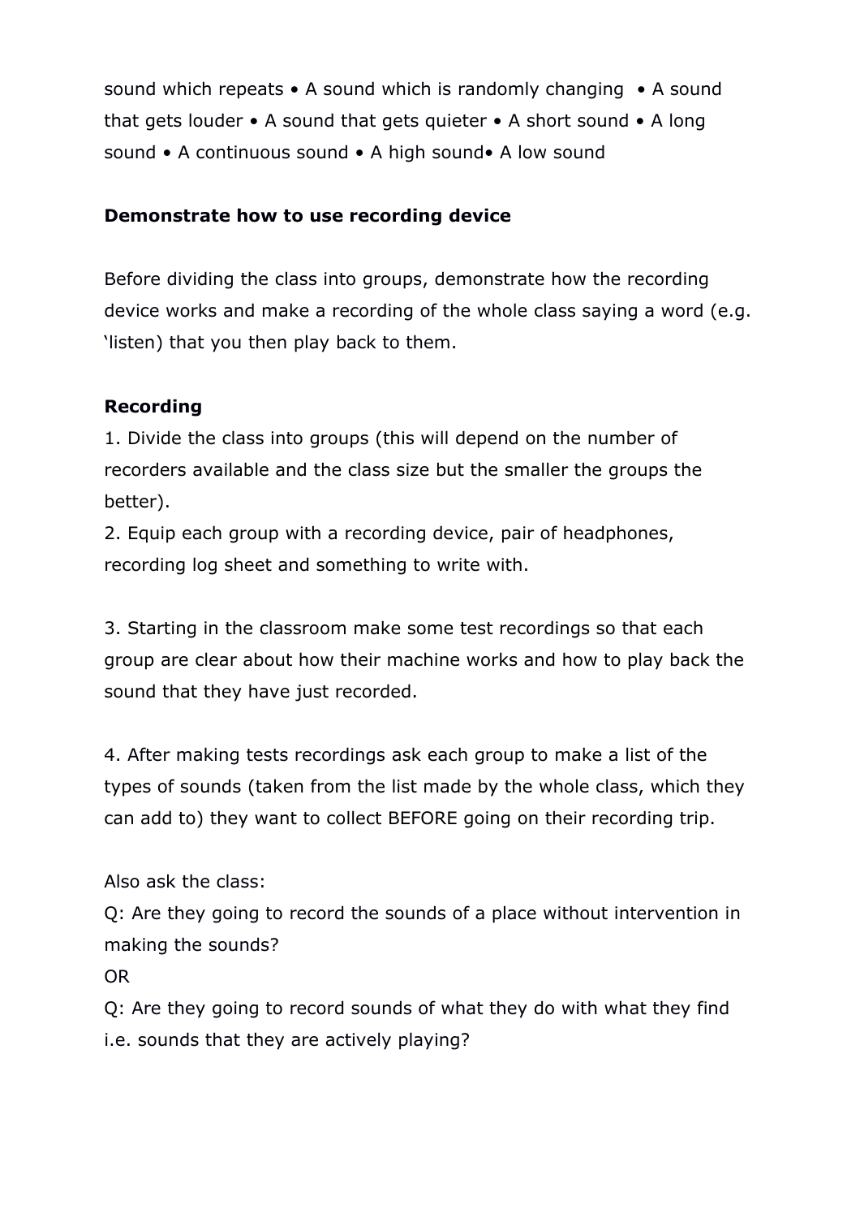sound which repeats • A sound which is randomly changing • A sound that gets louder • A sound that gets quieter • A short sound • A long sound • A continuous sound • A high sound• A low sound

**Demonstrate how to use recording device**

Before dividing the class into groups, demonstrate how the recording device works and make a recording of the whole class saying a word (e.g. 'listen) that you then play back to them.

**Recording**

1. Divide the class into groups (this will depend on the number of recorders available and the class size but the smaller the groups the better).
2. Equip each group with a recording device, pair of headphones, recording log sheet and something to write with.

3. Starting in the classroom make some test recordings so that each group are clear about how their machine works and how to play back the sound that they have just recorded.

4. After making tests recordings ask each group to make a list of the types of sounds (taken from the list made by the whole class, which they can add to) they want to collect BEFORE going on their recording trip.

Also ask the class:

Q: Are they going to record the sounds of a place without intervention in making the sounds?

OR

Q: Are they going to record sounds of what they do with what they find i.e. sounds that they are actively playing?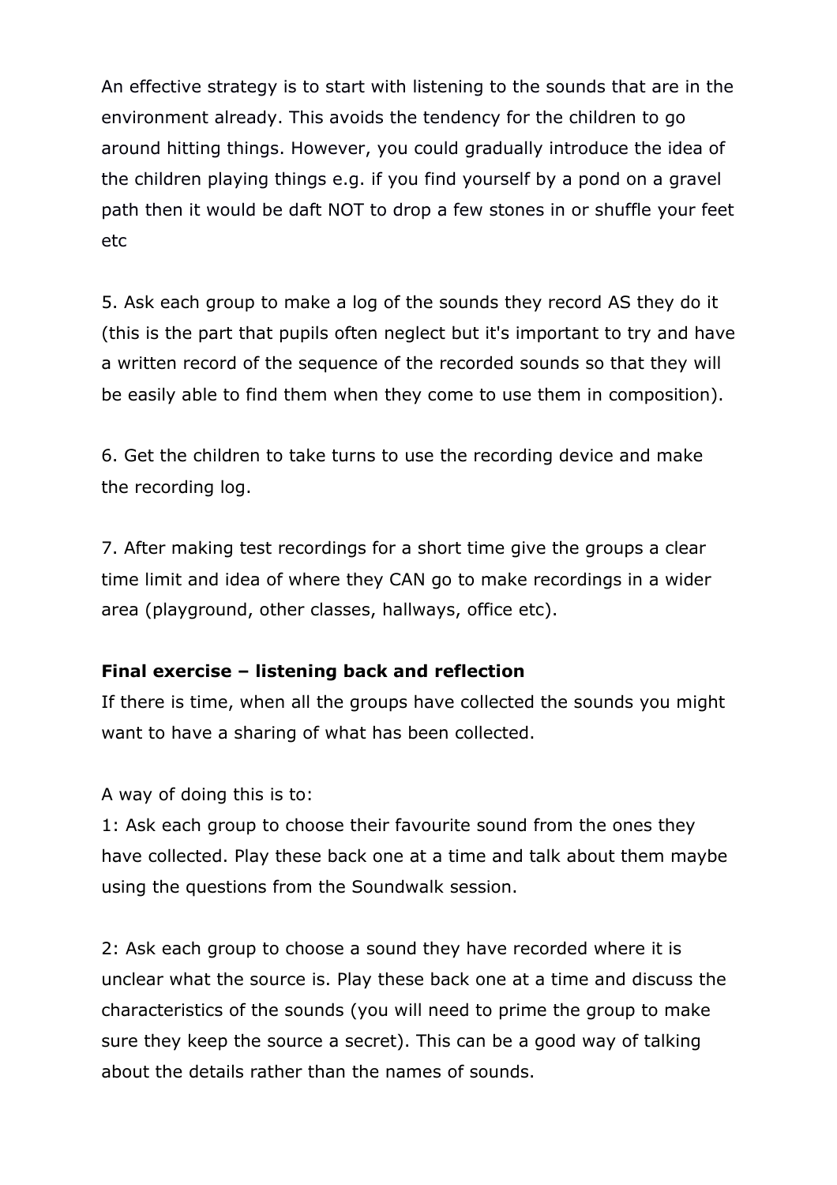An effective strategy is to start with listening to the sounds that are in the environment already. This avoids the tendency for the children to go around hitting things. However, you could gradually introduce the idea of the children playing things e.g. if you find yourself by a pond on a gravel path then it would be daft NOT to drop a few stones in or shuffle your feet etc

5. Ask each group to make a log of the sounds they record AS they do it (this is the part that pupils often neglect but it's important to try and have a written record of the sequence of the recorded sounds so that they will be easily able to find them when they come to use them in composition).

6. Get the children to take turns to use the recording device and make the recording log.

7. After making test recordings for a short time give the groups a clear time limit and idea of where they CAN go to make recordings in a wider area (playground, other classes, hallways, office etc).

**Final exercise – listening back and reflection**

If there is time, when all the groups have collected the sounds you might want to have a sharing of what has been collected.

A way of doing this is to:

1: Ask each group to choose their favourite sound from the ones they have collected. Play these back one at a time and talk about them maybe using the questions from the Soundwalk session.

2: Ask each group to choose a sound they have recorded where it is unclear what the source is. Play these back one at a time and discuss the characteristics of the sounds (you will need to prime the group to make sure they keep the source a secret). This can be a good way of talking about the details rather than the names of sounds.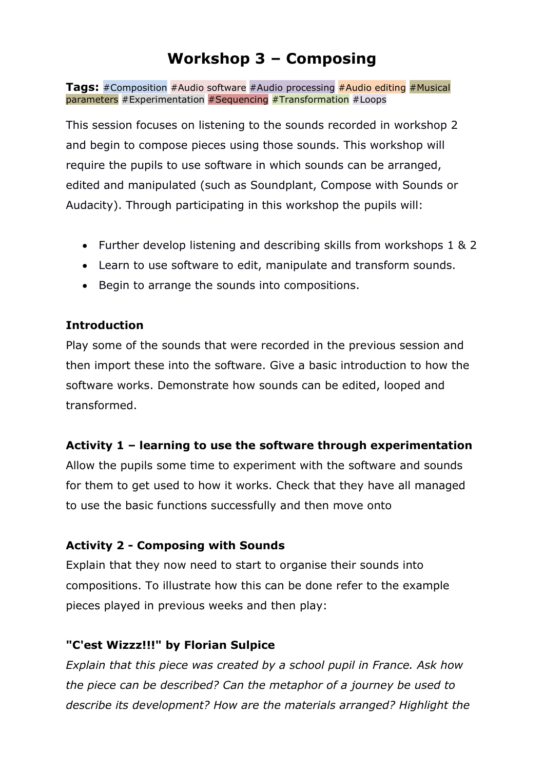# Workshop 3 – Composing

**Tags:** #Composition #Audio software #Audio processing #Audio editing #Musical parameters #Experimentation #Sequencing #Transformation #Loops

This session focuses on listening to the sounds recorded in workshop 2 and begin to compose pieces using those sounds. This workshop will require the pupils to use software in which sounds can be arranged, edited and manipulated (such as Soundplant, Compose with Sounds or Audacity). Through participating in this workshop the pupils will:

- Further develop listening and describing skills from workshops 1 & 2
- Learn to use software to edit, manipulate and transform sounds.
- Begin to arrange the sounds into compositions.

**Introduction**

Play some of the sounds that were recorded in the previous session and then import these into the software. Give a basic introduction to how the software works. Demonstrate how sounds can be edited, looped and transformed.

**Activity 1 – learning to use the software through experimentation**

Allow the pupils some time to experiment with the software and sounds for them to get used to how it works. Check that they have all managed to use the basic functions successfully and then move onto

**Activity 2 - Composing with Sounds**

Explain that they now need to start to organise their sounds into compositions. To illustrate how this can be done refer to the example pieces played in previous weeks and then play:

**"C'est Wizzz!!!" by Florian Sulpice**

*Explain that this piece was created by a school pupil in France. Ask how the piece can be described? Can the metaphor of a journey be used to describe its development? How are the materials arranged? Highlight the*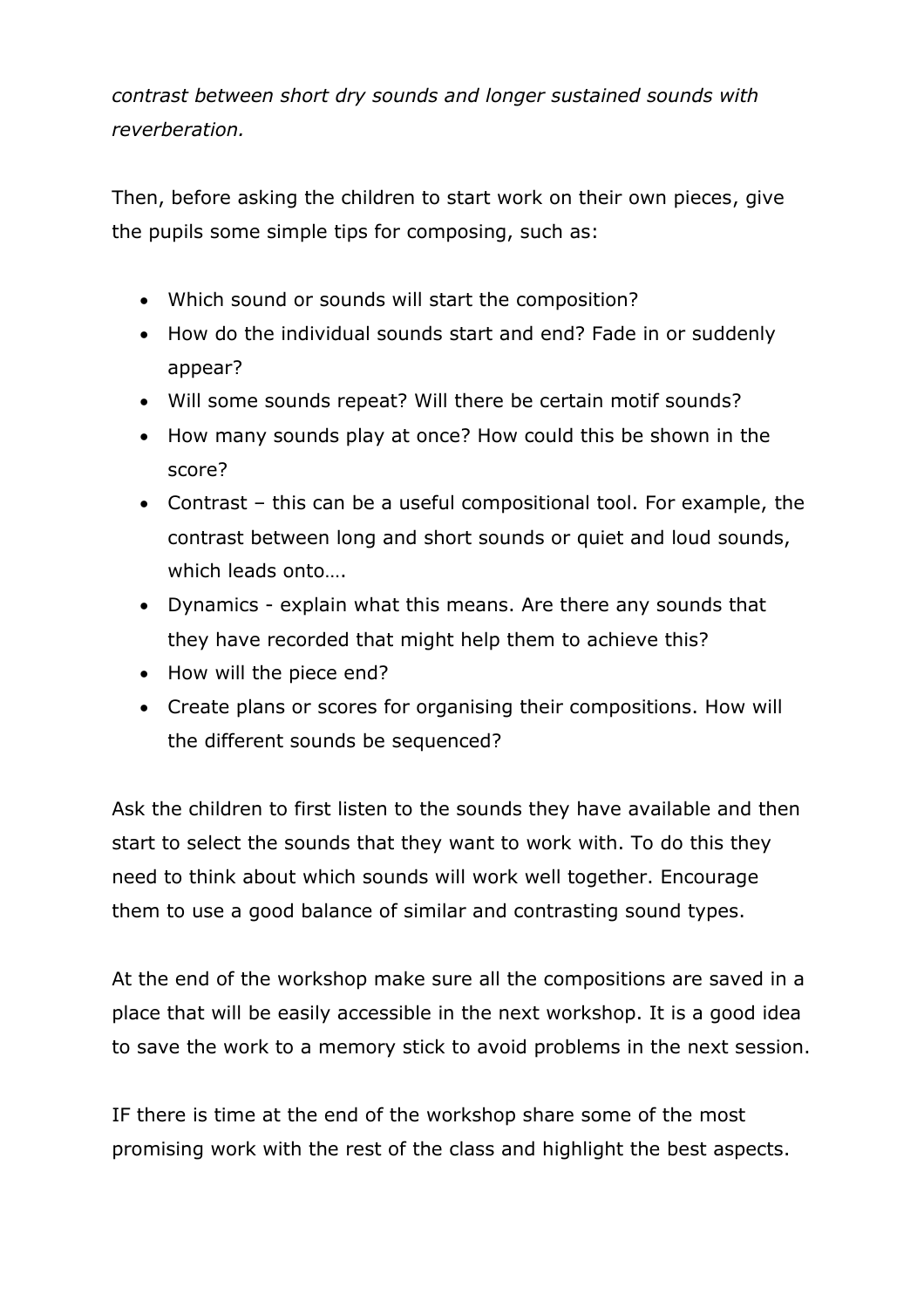*contrast between short dry sounds and longer sustained sounds with reverberation.*

Then, before asking the children to start work on their own pieces, give the pupils some simple tips for composing, such as:

- Which sound or sounds will start the composition?
- How do the individual sounds start and end? Fade in or suddenly appear?
- Will some sounds repeat? Will there be certain motif sounds?
- How many sounds play at once? How could this be shown in the score?
- Contrast – this can be a useful compositional tool. For example, the contrast between long and short sounds or quiet and loud sounds, which leads onto….
- Dynamics - explain what this means. Are there any sounds that they have recorded that might help them to achieve this?
- How will the piece end?
- Create plans or scores for organising their compositions. How will the different sounds be sequenced?

Ask the children to first listen to the sounds they have available and then start to select the sounds that they want to work with. To do this they need to think about which sounds will work well together. Encourage them to use a good balance of similar and contrasting sound types.

At the end of the workshop make sure all the compositions are saved in a place that will be easily accessible in the next workshop. It is a good idea to save the work to a memory stick to avoid problems in the next session.

IF there is time at the end of the workshop share some of the most promising work with the rest of the class and highlight the best aspects.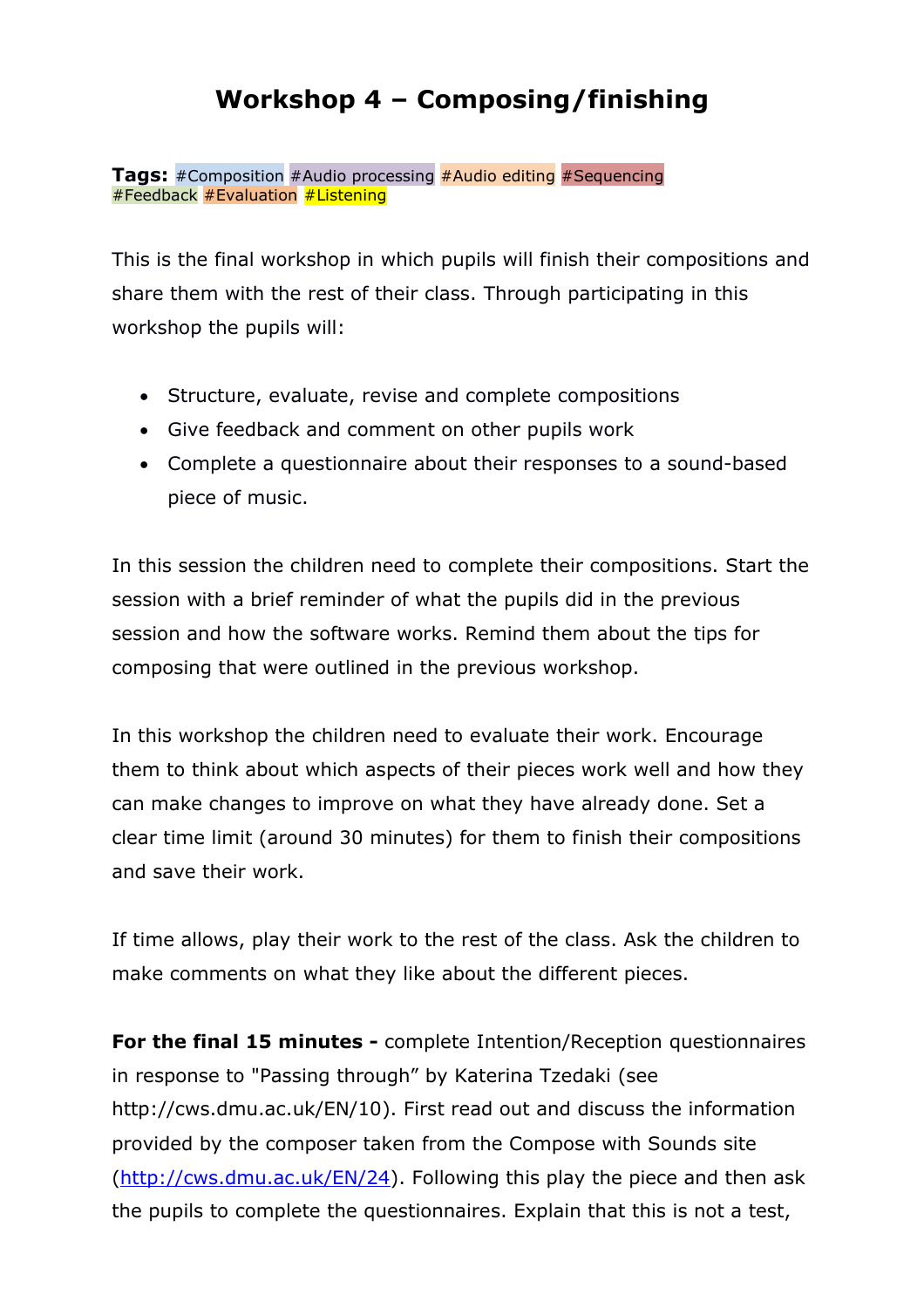# Workshop 4 – Composing/finishing

**Tags:** #Composition #Audio processing #Audio editing #Sequencing #Feedback #Evaluation #Listening

This is the final workshop in which pupils will finish their compositions and share them with the rest of their class. Through participating in this workshop the pupils will:

- Structure, evaluate, revise and complete compositions
- Give feedback and comment on other pupils work
- Complete a questionnaire about their responses to a sound-based piece of music.

In this session the children need to complete their compositions. Start the session with a brief reminder of what the pupils did in the previous session and how the software works. Remind them about the tips for composing that were outlined in the previous workshop.

In this workshop the children need to evaluate their work. Encourage them to think about which aspects of their pieces work well and how they can make changes to improve on what they have already done. Set a clear time limit (around 30 minutes) for them to finish their compositions and save their work.

If time allows, play their work to the rest of the class. Ask the children to make comments on what they like about the different pieces.

**For the final 15 minutes -** complete Intention/Reception questionnaires in response to "Passing through" by Katerina Tzedaki (see http://cws.dmu.ac.uk/EN/10). First read out and discuss the information provided by the composer taken from the Compose with Sounds site (http://cws.dmu.ac.uk/EN/24). Following this play the piece and then ask the pupils to complete the questionnaires. Explain that this is not a test,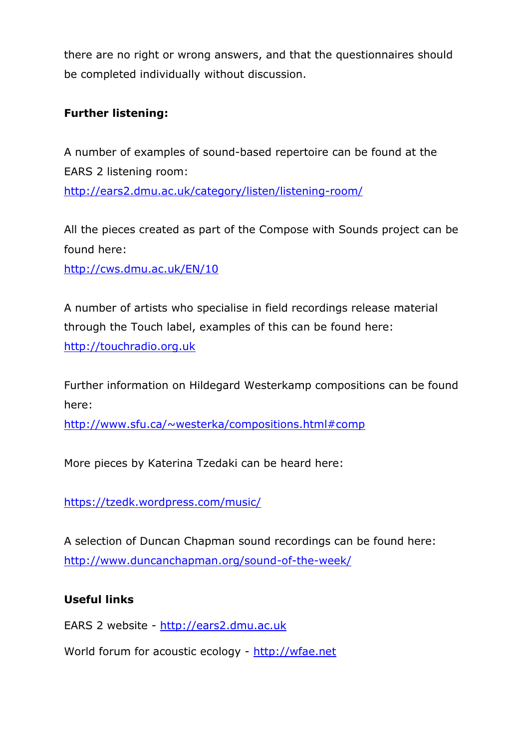there are no right or wrong answers, and that the questionnaires should be completed individually without discussion.

**Further listening:**

A number of examples of sound-based repertoire can be found at the EARS 2 listening room:
http://ears2.dmu.ac.uk/category/listen/listening-room/

All the pieces created as part of the Compose with Sounds project can be found here:
http://cws.dmu.ac.uk/EN/10

A number of artists who specialise in field recordings release material through the Touch label, examples of this can be found here:
http://touchradio.org.uk

Further information on Hildegard Westerkamp compositions can be found here:
http://www.sfu.ca/~westerka/compositions.html#comp

More pieces by Katerina Tzedaki can be heard here:

https://tzedk.wordpress.com/music/

A selection of Duncan Chapman sound recordings can be found here:
http://www.duncanchapman.org/sound-of-the-week/

**Useful links**

EARS 2 website - http://ears2.dmu.ac.uk

World forum for acoustic ecology - http://wfae.net